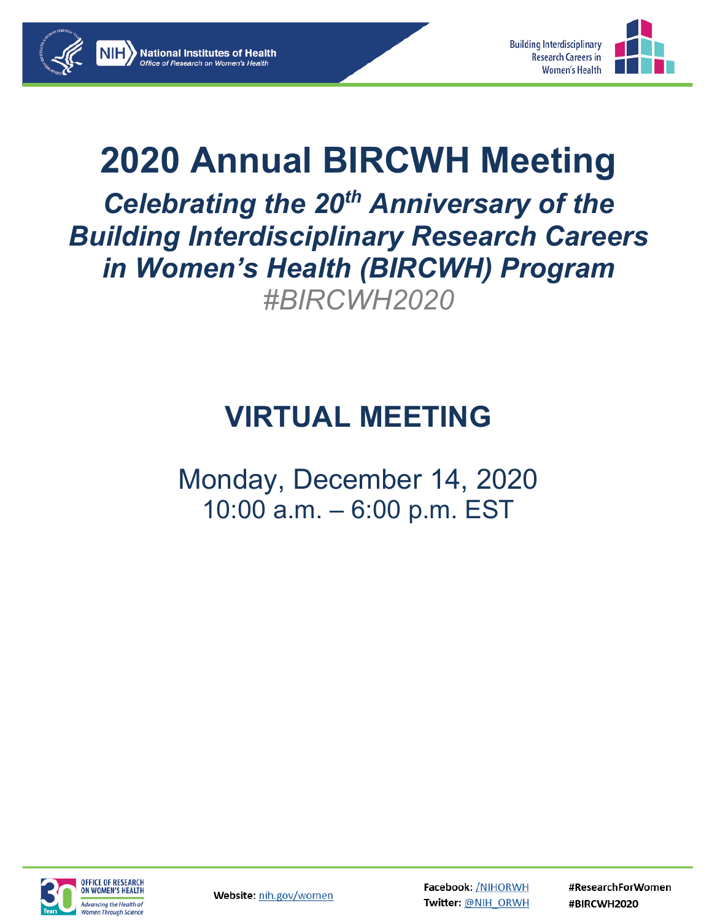# 2020 Annual BIRCWH Meeting

## *Celebrating the 20th Anniversary of the Building Interdisciplinary Research Careers in Women's Health (BIRCWH) Program*

*#BIRCWH2020*

## VIRTUAL MEETING

Monday, December 14, 2020
10:00 a.m. – 6:00 p.m. EST

Website: nih.gov/women

Facebook: /NIHORWH
Twitter: @NIH_ORWH

#ResearchForWomen
#BIRCWH2020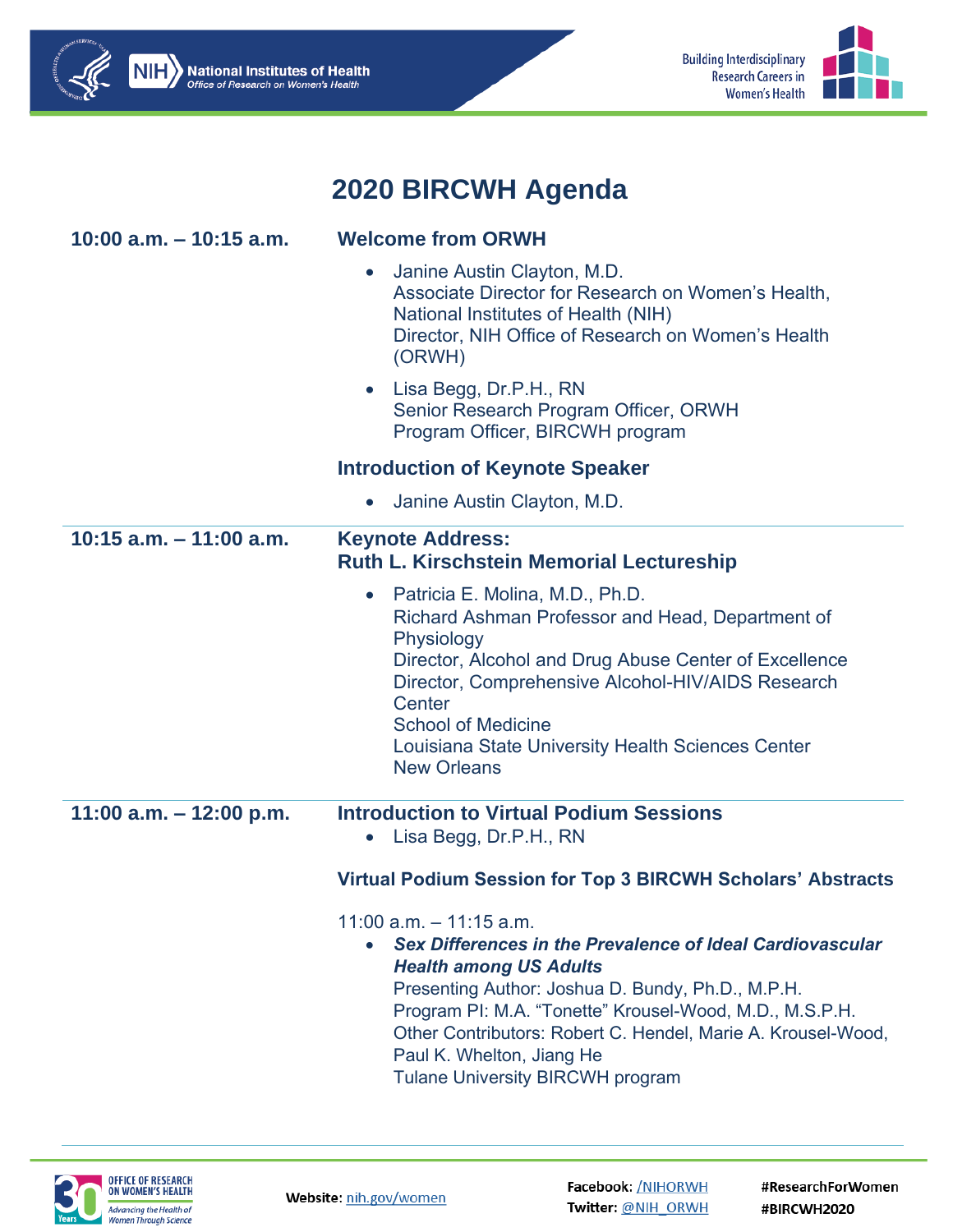# 2020 BIRCWH Agenda

**10:00 a.m. – 10:15 a.m.**

**Welcome from ORWH**

- Janine Austin Clayton, M.D.
  Associate Director for Research on Women's Health, National Institutes of Health (NIH)
  Director, NIH Office of Research on Women's Health (ORWH)
- Lisa Begg, Dr.P.H., RN
  Senior Research Program Officer, ORWH
  Program Officer, BIRCWH program

**Introduction of Keynote Speaker**

- Janine Austin Clayton, M.D.

---

**10:15 a.m. – 11:00 a.m.**

**Keynote Address:**
**Ruth L. Kirschstein Memorial Lectureship**

- Patricia E. Molina, M.D., Ph.D.
  Richard Ashman Professor and Head, Department of Physiology
  Director, Alcohol and Drug Abuse Center of Excellence
  Director, Comprehensive Alcohol-HIV/AIDS Research Center
  School of Medicine
  Louisiana State University Health Sciences Center
  New Orleans

---

**11:00 a.m. – 12:00 p.m.**

**Introduction to Virtual Podium Sessions**

- Lisa Begg, Dr.P.H., RN

**Virtual Podium Session for Top 3 BIRCWH Scholars' Abstracts**

11:00 a.m. – 11:15 a.m.

- ***Sex Differences in the Prevalence of Ideal Cardiovascular Health among US Adults***
  Presenting Author: Joshua D. Bundy, Ph.D., M.P.H.
  Program PI: M.A. "Tonette" Krousel-Wood, M.D., M.S.P.H.
  Other Contributors: Robert C. Hendel, Marie A. Krousel-Wood, Paul K. Whelton, Jiang He
  Tulane University BIRCWH program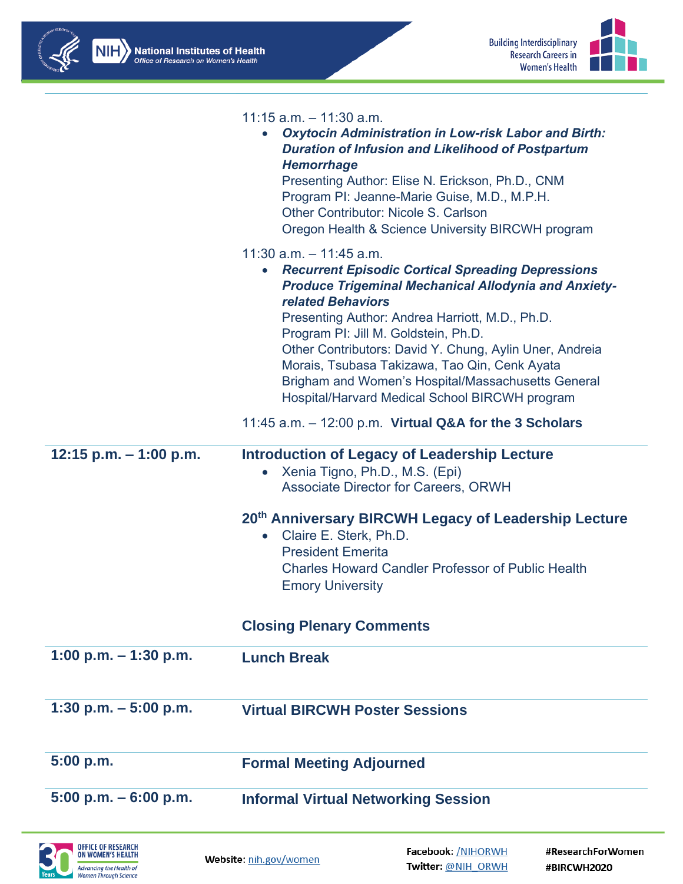11:15 a.m. – 11:30 a.m.

- ***Oxytocin Administration in Low-risk Labor and Birth: Duration of Infusion and Likelihood of Postpartum Hemorrhage***
  Presenting Author: Elise N. Erickson, Ph.D., CNM
  Program PI: Jeanne-Marie Guise, M.D., M.P.H.
  Other Contributor: Nicole S. Carlson
  Oregon Health & Science University BIRCWH program

11:30 a.m. – 11:45 a.m.

- ***Recurrent Episodic Cortical Spreading Depressions Produce Trigeminal Mechanical Allodynia and Anxiety-related Behaviors***
  Presenting Author: Andrea Harriott, M.D., Ph.D.
  Program PI: Jill M. Goldstein, Ph.D.
  Other Contributors: David Y. Chung, Aylin Uner, Andreia Morais, Tsubasa Takizawa, Tao Qin, Cenk Ayata
  Brigham and Women's Hospital/Massachusetts General Hospital/Harvard Medical School BIRCWH program

11:45 a.m. – 12:00 p.m. **Virtual Q&A for the 3 Scholars**

---

**12:15 p.m. – 1:00 p.m.**

**Introduction of Legacy of Leadership Lecture**

- Xenia Tigno, Ph.D., M.S. (Epi)
  Associate Director for Careers, ORWH

**20th Anniversary BIRCWH Legacy of Leadership Lecture**

- Claire E. Sterk, Ph.D.
  President Emerita
  Charles Howard Candler Professor of Public Health
  Emory University

**Closing Plenary Comments**

---

**1:00 p.m. – 1:30 p.m.** **Lunch Break**

---

**1:30 p.m. – 5:00 p.m.** **Virtual BIRCWH Poster Sessions**

---

**5:00 p.m.** **Formal Meeting Adjourned**

---

**5:00 p.m. – 6:00 p.m.** **Informal Virtual Networking Session**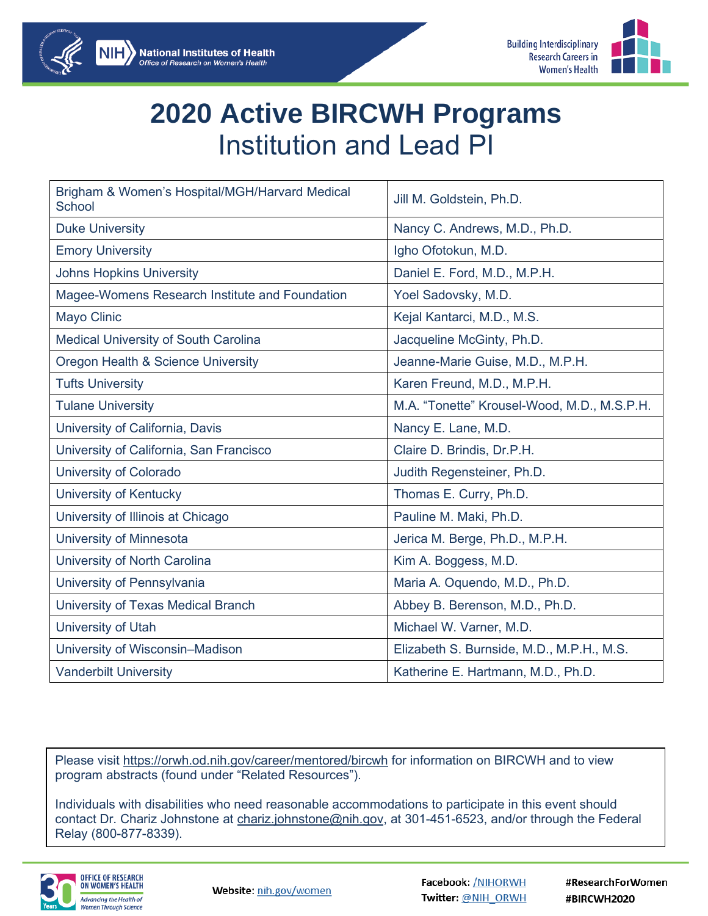# 2020 Active BIRCWH Programs

## Institution and Lead PI

| | |
|---|---|
| Brigham & Women's Hospital/MGH/Harvard Medical School | Jill M. Goldstein, Ph.D. |
| Duke University | Nancy C. Andrews, M.D., Ph.D. |
| Emory University | Igho Ofotokun, M.D. |
| Johns Hopkins University | Daniel E. Ford, M.D., M.P.H. |
| Magee-Womens Research Institute and Foundation | Yoel Sadovsky, M.D. |
| Mayo Clinic | Kejal Kantarci, M.D., M.S. |
| Medical University of South Carolina | Jacqueline McGinty, Ph.D. |
| Oregon Health & Science University | Jeanne-Marie Guise, M.D., M.P.H. |
| Tufts University | Karen Freund, M.D., M.P.H. |
| Tulane University | M.A. "Tonette" Krousel-Wood, M.D., M.S.P.H. |
| University of California, Davis | Nancy E. Lane, M.D. |
| University of California, San Francisco | Claire D. Brindis, Dr.P.H. |
| University of Colorado | Judith Regensteiner, Ph.D. |
| University of Kentucky | Thomas E. Curry, Ph.D. |
| University of Illinois at Chicago | Pauline M. Maki, Ph.D. |
| University of Minnesota | Jerica M. Berge, Ph.D., M.P.H. |
| University of North Carolina | Kim A. Boggess, M.D. |
| University of Pennsylvania | Maria A. Oquendo, M.D., Ph.D. |
| University of Texas Medical Branch | Abbey B. Berenson, M.D., Ph.D. |
| University of Utah | Michael W. Varner, M.D. |
| University of Wisconsin–Madison | Elizabeth S. Burnside, M.D., M.P.H., M.S. |
| Vanderbilt University | Katherine E. Hartmann, M.D., Ph.D. |

Please visit https://orwh.od.nih.gov/career/mentored/bircwh for information on BIRCWH and to view program abstracts (found under "Related Resources").

Individuals with disabilities who need reasonable accommodations to participate in this event should contact Dr. Chariz Johnstone at chariz.johnstone@nih.gov, at 301-451-6523, and/or through the Federal Relay (800-877-8339).